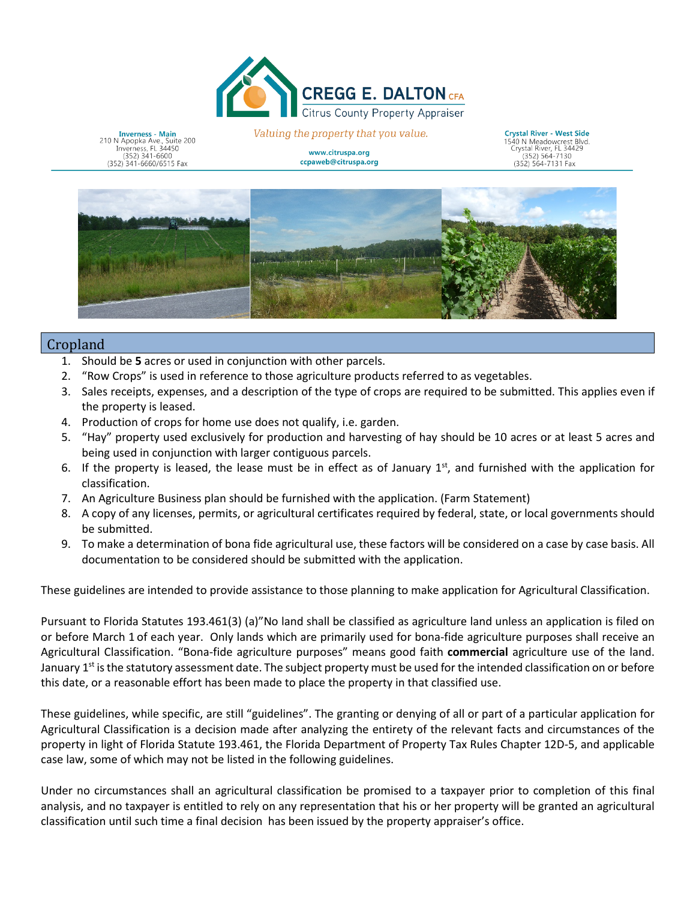# CREGG E. DALTON CFA

Citrus County Property Appraiser

*Valuing the property that you value.*

**Inverness - Main**
210 N Apopka Ave., Suite 200
Inverness, FL 34450
(352) 341-6600
(352) 341-6660/6515 Fax

**www.citruspa.org**
**ccpaweb@citruspa.org**

**Crystal River - West Side**
1540 N Meadowcrest Blvd.
Crystal River, FL 34429
(352) 564-7130
(352) 564-7131 Fax

## Cropland

1. Should be **5** acres or used in conjunction with other parcels.
2. "Row Crops" is used in reference to those agriculture products referred to as vegetables.
3. Sales receipts, expenses, and a description of the type of crops are required to be submitted. This applies even if the property is leased.
4. Production of crops for home use does not qualify, i.e. garden.
5. "Hay" property used exclusively for production and harvesting of hay should be 10 acres or at least 5 acres and being used in conjunction with larger contiguous parcels.
6. If the property is leased, the lease must be in effect as of January 1st, and furnished with the application for classification.
7. An Agriculture Business plan should be furnished with the application. (Farm Statement)
8. A copy of any licenses, permits, or agricultural certificates required by federal, state, or local governments should be submitted.
9. To make a determination of bona fide agricultural use, these factors will be considered on a case by case basis. All documentation to be considered should be submitted with the application.

These guidelines are intended to provide assistance to those planning to make application for Agricultural Classification.

Pursuant to Florida Statutes 193.461(3) (a)"No land shall be classified as agriculture land unless an application is filed on or before March 1 of each year. Only lands which are primarily used for bona-fide agriculture purposes shall receive an Agricultural Classification. "Bona-fide agriculture purposes" means good faith **commercial** agriculture use of the land. January 1st is the statutory assessment date. The subject property must be used for the intended classification on or before this date, or a reasonable effort has been made to place the property in that classified use.

These guidelines, while specific, are still "guidelines". The granting or denying of all or part of a particular application for Agricultural Classification is a decision made after analyzing the entirety of the relevant facts and circumstances of the property in light of Florida Statute 193.461, the Florida Department of Property Tax Rules Chapter 12D-5, and applicable case law, some of which may not be listed in the following guidelines.

Under no circumstances shall an agricultural classification be promised to a taxpayer prior to completion of this final analysis, and no taxpayer is entitled to rely on any representation that his or her property will be granted an agricultural classification until such time a final decision has been issued by the property appraiser's office.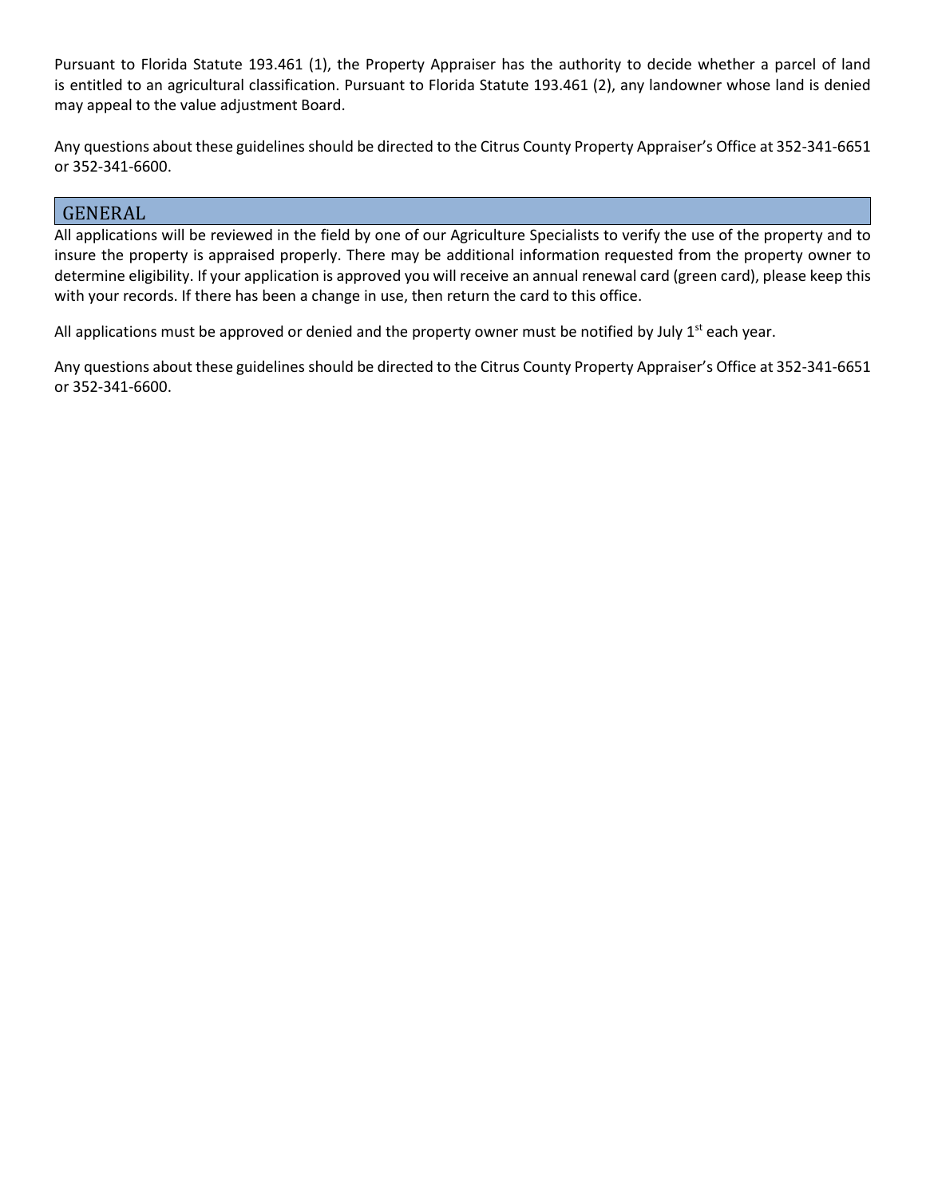Pursuant to Florida Statute 193.461 (1), the Property Appraiser has the authority to decide whether a parcel of land is entitled to an agricultural classification. Pursuant to Florida Statute 193.461 (2), any landowner whose land is denied may appeal to the value adjustment Board.

Any questions about these guidelines should be directed to the Citrus County Property Appraiser's Office at 352-341-6651 or 352-341-6600.

## GENERAL

All applications will be reviewed in the field by one of our Agriculture Specialists to verify the use of the property and to insure the property is appraised properly. There may be additional information requested from the property owner to determine eligibility. If your application is approved you will receive an annual renewal card (green card), please keep this with your records. If there has been a change in use, then return the card to this office.

All applications must be approved or denied and the property owner must be notified by July 1st each year.

Any questions about these guidelines should be directed to the Citrus County Property Appraiser's Office at 352-341-6651 or 352-341-6600.